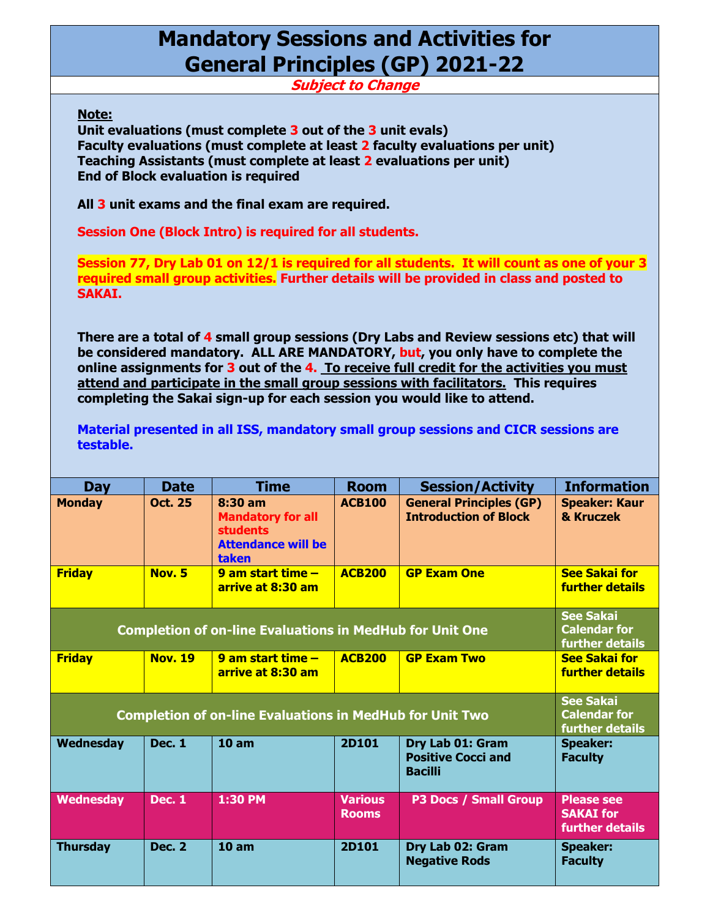# Mandatory Sessions and Activities for General Principles (GP) 2021-22

***Subject to Change***

**Note:**

**Unit evaluations (must complete 3 out of the 3 unit evals)**
**Faculty evaluations (must complete at least 2 faculty evaluations per unit)**
**Teaching Assistants (must complete at least 2 evaluations per unit)**
**End of Block evaluation is required**

**All 3 unit exams and the final exam are required.**

**Session One (Block Intro) is required for all students.**

**Session 77, Dry Lab 01 on 12/1 is required for all students. It will count as one of your 3 required small group activities. Further details will be provided in class and posted to SAKAI.**

**There are a total of 4 small group sessions (Dry Labs and Review sessions etc) that will be considered mandatory. ALL ARE MANDATORY, but, you only have to complete the online assignments for 3 out of the 4. To receive full credit for the activities you must attend and participate in the small group sessions with facilitators. This requires completing the Sakai sign-up for each session you would like to attend.**

**Material presented in all ISS, mandatory small group sessions and CICR sessions are testable.**

| Day | Date | Time | Room | Session/Activity | Information |
|---|---|---|---|---|---|
| Monday | Oct. 25 | 8:30 am Mandatory for all students Attendance will be taken | ACB100 | General Principles (GP) Introduction of Block | Speaker: Kaur & Kruczek |
| Friday | Nov. 5 | 9 am start time – arrive at 8:30 am | ACB200 | GP Exam One | See Sakai for further details |
| Completion of on-line Evaluations in MedHub for Unit One | | | | | See Sakai Calendar for further details |
| Friday | Nov. 19 | 9 am start time – arrive at 8:30 am | ACB200 | GP Exam Two | See Sakai for further details |
| Completion of on-line Evaluations in MedHub for Unit Two | | | | | See Sakai Calendar for further details |
| Wednesday | Dec. 1 | 10 am | 2D101 | Dry Lab 01: Gram Positive Cocci and Bacilli | Speaker: Faculty |
| Wednesday | Dec. 1 | 1:30 PM | Various Rooms | P3 Docs / Small Group | Please see SAKAI for further details |
| Thursday | Dec. 2 | 10 am | 2D101 | Dry Lab 02: Gram Negative Rods | Speaker: Faculty |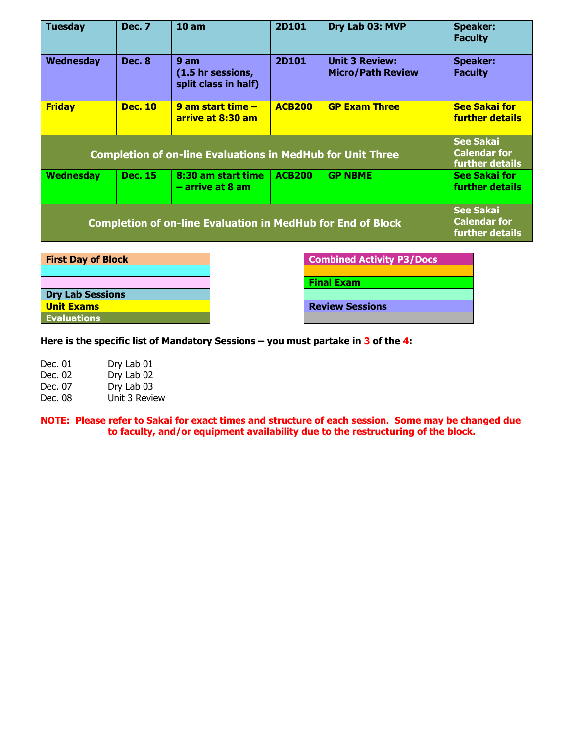| | | | | | |
|---|---|---|---|---|---|
| **Tuesday** | **Dec. 7** | **10 am** | **2D101** | **Dry Lab 03: MVP** | **Speaker: Faculty** |
| **Wednesday** | **Dec. 8** | **9 am (1.5 hr sessions, split class in half)** | **2D101** | **Unit 3 Review: Micro/Path Review** | **Speaker: Faculty** |
| **Friday** | **Dec. 10** | **9 am start time – arrive at 8:30 am** | **ACB200** | **GP Exam Three** | **See Sakai for further details** |
| **Completion of on-line Evaluations in MedHub for Unit Three** | | | | | **See Sakai Calendar for further details** |
| **Wednesday** | **Dec. 15** | **8:30 am start time – arrive at 8 am** | **ACB200** | **GP NBME** | **See Sakai for further details** |
| **Completion of on-line Evaluation in MedHub for End of Block** | | | | | **See Sakai Calendar for further details** |

| | |
|---|---|
| **First Day of Block** | **Combined Activity P3/Docs** |
| | |
| | **Final Exam** |
| **Dry Lab Sessions** | |
| **Unit Exams** | **Review Sessions** |
| **Evaluations** | |

**Here is the specific list of Mandatory Sessions – you must partake in 3 of the 4:**

Dec. 01 Dry Lab 01
Dec. 02 Dry Lab 02
Dec. 07 Dry Lab 03
Dec. 08 Unit 3 Review

**NOTE: Please refer to Sakai for exact times and structure of each session. Some may be changed due to faculty, and/or equipment availability due to the restructuring of the block.**